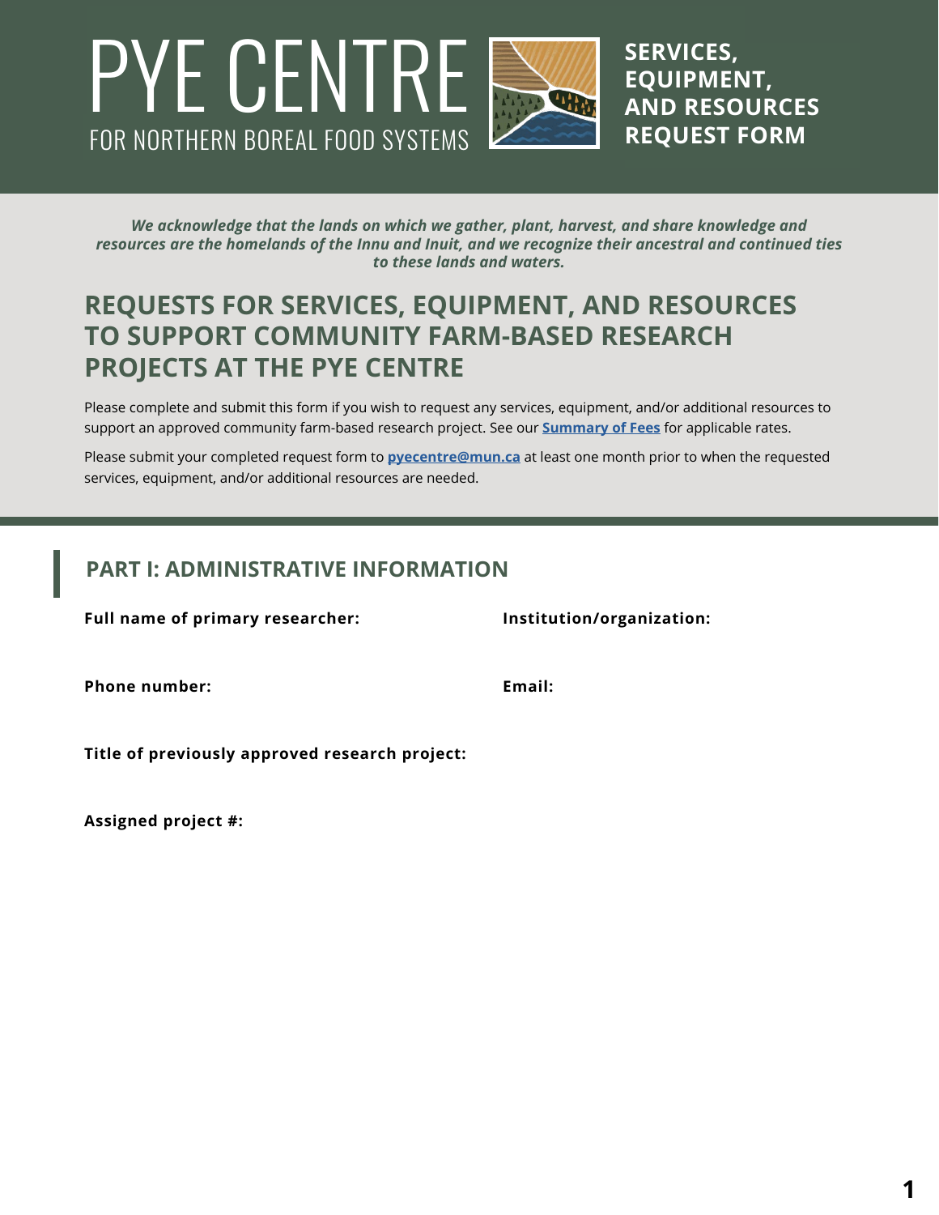# PYE CENTRE

FOR NORTHERN BOREAL FOOD SYSTEMS

**SERVICES, EQUIPMENT, AND RESOURCES REQUEST FORM**

***We acknowledge that the lands on which we gather, plant, harvest, and share knowledge and resources are the homelands of the Innu and Inuit, and we recognize their ancestral and continued ties to these lands and waters.***

## REQUESTS FOR SERVICES, EQUIPMENT, AND RESOURCES TO SUPPORT COMMUNITY FARM-BASED RESEARCH PROJECTS AT THE PYE CENTRE

Please complete and submit this form if you wish to request any services, equipment, and/or additional resources to support an approved community farm-based research project. See our **Summary of Fees** for applicable rates.

Please submit your completed request form to **pyecentre@mun.ca** at least one month prior to when the requested services, equipment, and/or additional resources are needed.

## PART I: ADMINISTRATIVE INFORMATION

**Full name of primary researcher:**

**Institution/organization:**

**Phone number:**

**Email:**

**Title of previously approved research project:**

**Assigned project #:**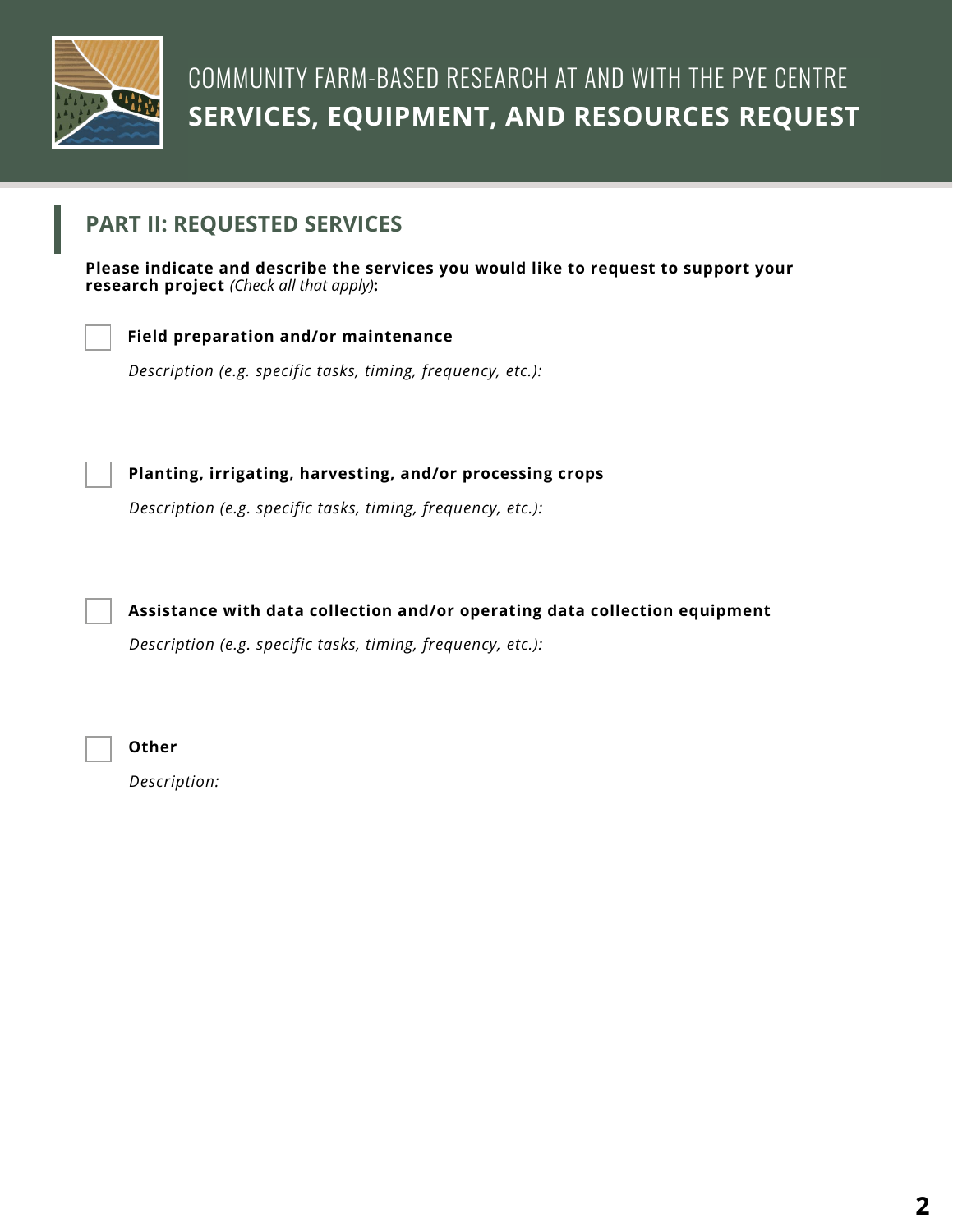## PART II: REQUESTED SERVICES

**Please indicate and describe the services you would like to request to support your research project** *(Check all that apply)***:**

- [ ] **Field preparation and/or maintenance**

  *Description (e.g. specific tasks, timing, frequency, etc.):*

- [ ] **Planting, irrigating, harvesting, and/or processing crops**

  *Description (e.g. specific tasks, timing, frequency, etc.):*

- [ ] **Assistance with data collection and/or operating data collection equipment**

  *Description (e.g. specific tasks, timing, frequency, etc.):*

- [ ] **Other**

  *Description:*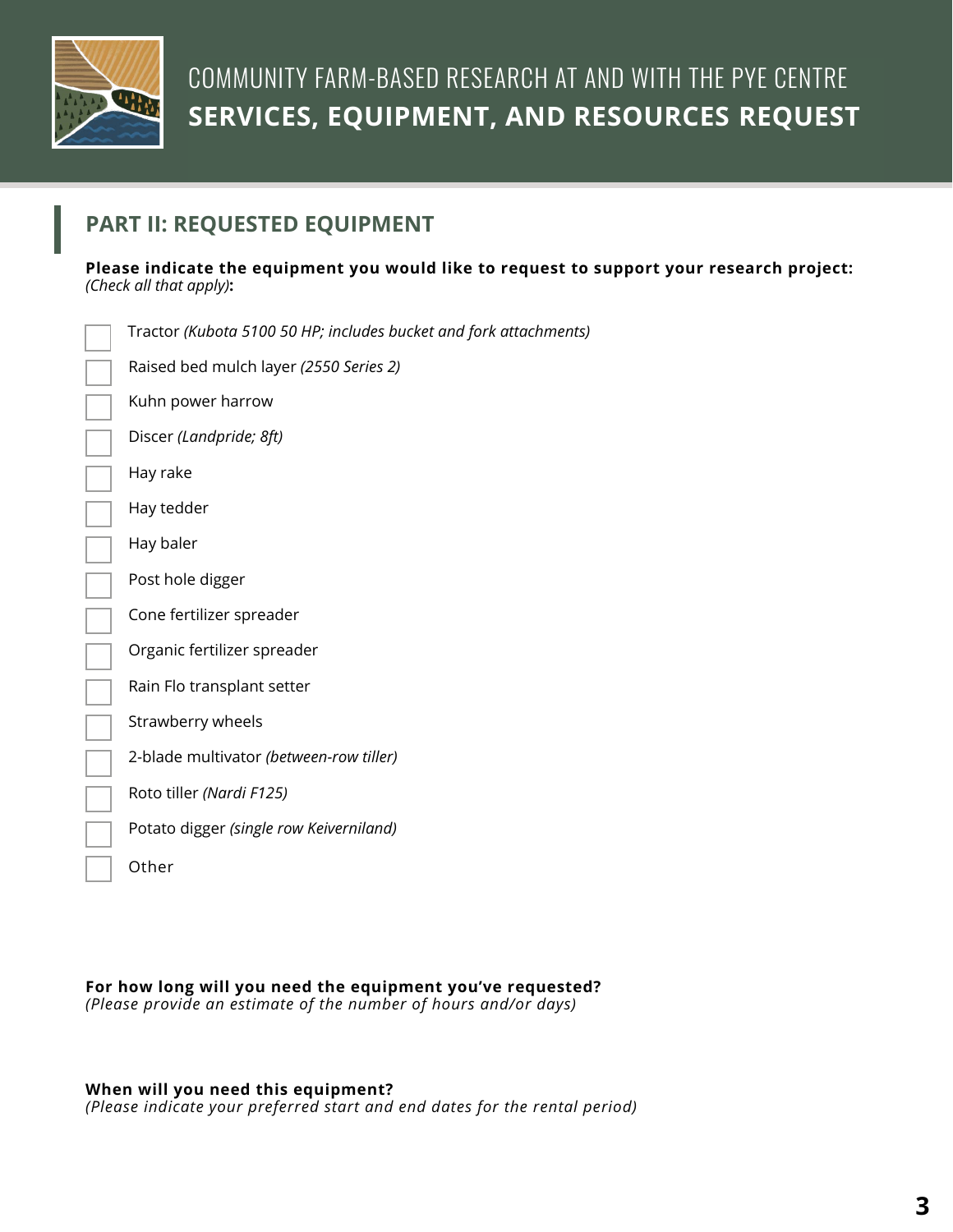COMMUNITY FARM-BASED RESEARCH AT AND WITH THE PYE CENTRE
**SERVICES, EQUIPMENT, AND RESOURCES REQUEST**

## PART II: REQUESTED EQUIPMENT

**Please indicate the equipment you would like to request to support your research project:**
*(Check all that apply)***:**

- ☐ Tractor *(Kubota 5100 50 HP; includes bucket and fork attachments)*
- ☐ Raised bed mulch layer *(2550 Series 2)*
- ☐ Kuhn power harrow
- ☐ Discer *(Landpride; 8ft)*
- ☐ Hay rake
- ☐ Hay tedder
- ☐ Hay baler
- ☐ Post hole digger
- ☐ Cone fertilizer spreader
- ☐ Organic fertilizer spreader
- ☐ Rain Flo transplant setter
- ☐ Strawberry wheels
- ☐ 2-blade multivator *(between-row tiller)*
- ☐ Roto tiller *(Nardi F125)*
- ☐ Potato digger *(single row Keiverniland)*
- ☐ Other

**For how long will you need the equipment you've requested?**
*(Please provide an estimate of the number of hours and/or days)*

**When will you need this equipment?**
*(Please indicate your preferred start and end dates for the rental period)*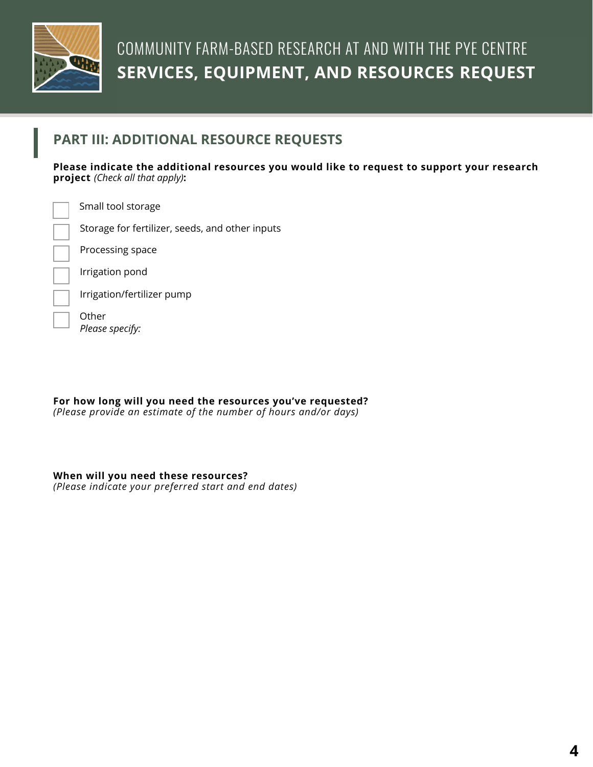COMMUNITY FARM-BASED RESEARCH AT AND WITH THE PYE CENTRE

**SERVICES, EQUIPMENT, AND RESOURCES REQUEST**

## PART III: ADDITIONAL RESOURCE REQUESTS

**Please indicate the additional resources you would like to request to support your research project** *(Check all that apply)***:**

- [ ] Small tool storage
- [ ] Storage for fertilizer, seeds, and other inputs
- [ ] Processing space
- [ ] Irrigation pond
- [ ] Irrigation/fertilizer pump
- [ ] Other
  *Please specify:*

**For how long will you need the resources you've requested?**
*(Please provide an estimate of the number of hours and/or days)*

**When will you need these resources?**
*(Please indicate your preferred start and end dates)*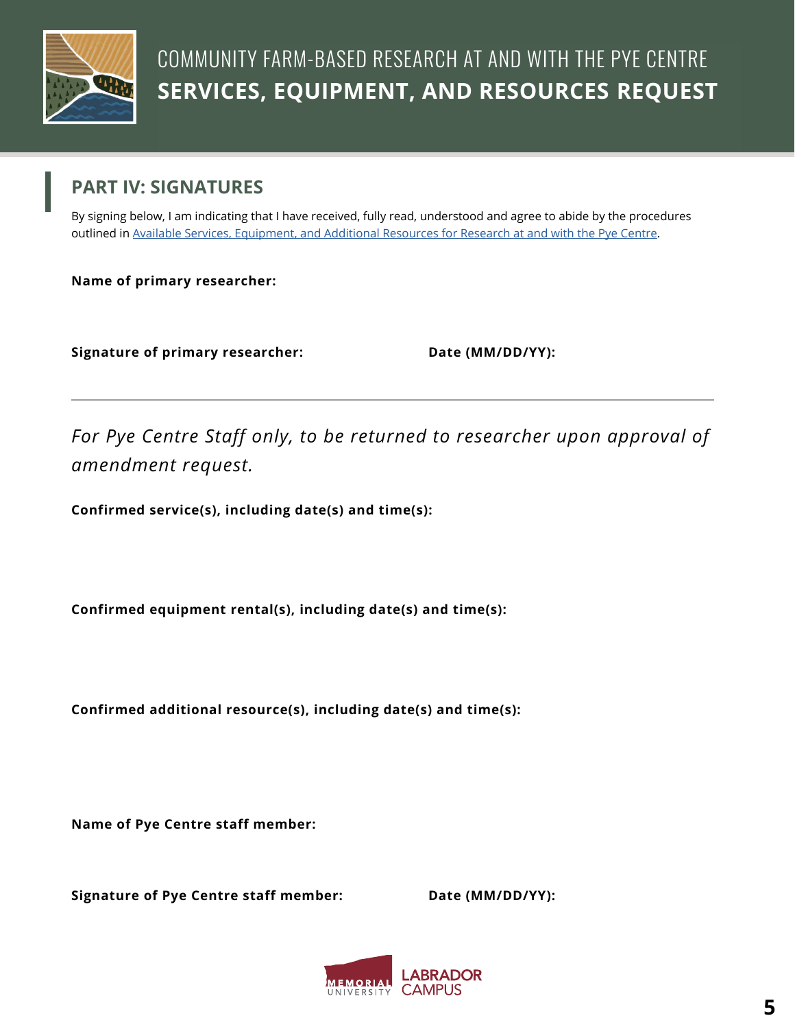# COMMUNITY FARM-BASED RESEARCH AT AND WITH THE PYE CENTRE
# SERVICES, EQUIPMENT, AND RESOURCES REQUEST

## PART IV: SIGNATURES

By signing below, I am indicating that I have received, fully read, understood and agree to abide by the procedures outlined in Available Services, Equipment, and Additional Resources for Research at and with the Pye Centre.

**Name of primary researcher:**

**Signature of primary researcher:** **Date (MM/DD/YY):**

---

*For Pye Centre Staff only, to be returned to researcher upon approval of amendment request.*

**Confirmed service(s), including date(s) and time(s):**

**Confirmed equipment rental(s), including date(s) and time(s):**

**Confirmed additional resource(s), including date(s) and time(s):**

**Name of Pye Centre staff member:**

**Signature of Pye Centre staff member:** **Date (MM/DD/YY):**

MEMORIAL UNIVERSITY LABRADOR CAMPUS